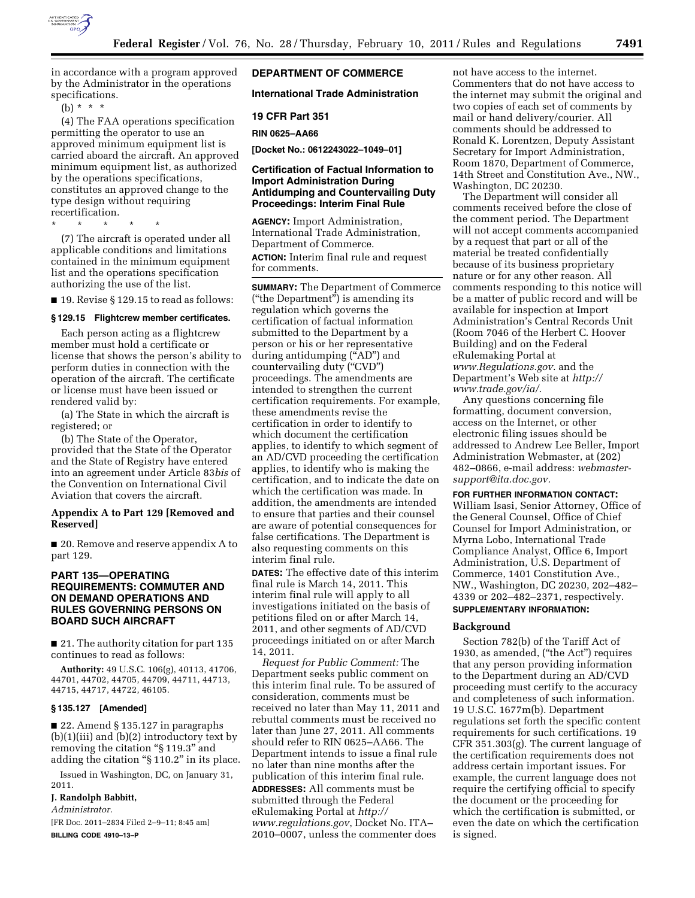in accordance with a program approved by the Administrator in the operations specifications.

(b) * * *

(4) The FAA operations specification permitting the operator to use an approved minimum equipment list is carried aboard the aircraft. An approved minimum equipment list, as authorized by the operations specifications, constitutes an approved change to the type design without requiring recertification.

\* \* \* \* \*

(7) The aircraft is operated under all applicable conditions and limitations contained in the minimum equipment list and the operations specification authorizing the use of the list.

■ 19. Revise § 129.15 to read as follows:

**§ 129.15 Flightcrew member certificates.**

Each person acting as a flightcrew member must hold a certificate or license that shows the person's ability to perform duties in connection with the operation of the aircraft. The certificate or license must have been issued or rendered valid by:

(a) The State in which the aircraft is registered; or

(b) The State of the Operator, provided that the State of the Operator and the State of Registry have entered into an agreement under Article 83*bis* of the Convention on International Civil Aviation that covers the aircraft.

**Appendix A to Part 129 [Removed and Reserved]**

■ 20. Remove and reserve appendix A to part 129.

## PART 135—OPERATING REQUIREMENTS: COMMUTER AND ON DEMAND OPERATIONS AND RULES GOVERNING PERSONS ON BOARD SUCH AIRCRAFT

■ 21. The authority citation for part 135 continues to read as follows:

**Authority:** 49 U.S.C. 106(g), 40113, 41706, 44701, 44702, 44705, 44709, 44711, 44713, 44715, 44717, 44722, 46105.

**§ 135.127 [Amended]**

■ 22. Amend § 135.127 in paragraphs (b)(1)(iii) and (b)(2) introductory text by removing the citation "§ 119.3" and adding the citation "§ 110.2" in its place.

Issued in Washington, DC, on January 31, 2011.

**J. Randolph Babbitt,**

*Administrator.*

[FR Doc. 2011–2834 Filed 2–9–11; 8:45 am]

**BILLING CODE 4910–13–P**

## DEPARTMENT OF COMMERCE

## International Trade Administration

## 19 CFR Part 351

**RIN 0625–AA66**

**[Docket No.: 0612243022–1049–01]**

## Certification of Factual Information to Import Administration During Antidumping and Countervailing Duty Proceedings: Interim Final Rule

**AGENCY:** Import Administration, International Trade Administration, Department of Commerce.

**ACTION:** Interim final rule and request for comments.

**SUMMARY:** The Department of Commerce ("the Department") is amending its regulation which governs the certification of factual information submitted to the Department by a person or his or her representative during antidumping ("AD") and countervailing duty ("CVD") proceedings. The amendments are intended to strengthen the current certification requirements. For example, these amendments revise the certification in order to identify to which document the certification applies, to identify to which segment of an AD/CVD proceeding the certification applies, to identify who is making the certification, and to indicate the date on which the certification was made. In addition, the amendments are intended to ensure that parties and their counsel are aware of potential consequences for false certifications. The Department is also requesting comments on this interim final rule.

**DATES:** The effective date of this interim final rule is March 14, 2011. This interim final rule will apply to all investigations initiated on the basis of petitions filed on or after March 14, 2011, and other segments of AD/CVD proceedings initiated on or after March 14, 2011.

*Request for Public Comment:* The Department seeks public comment on this interim final rule. To be assured of consideration, comments must be received no later than May 11, 2011 and rebuttal comments must be received no later than June 27, 2011. All comments should refer to RIN 0625–AA66. The Department intends to issue a final rule no later than nine months after the publication of this interim final rule.

**ADDRESSES:** All comments must be submitted through the Federal eRulemaking Portal at *http://www.regulations.gov*, Docket No. ITA–2010–0007, unless the commenter does not have access to the internet. Commenters that do not have access to the internet may submit the original and two copies of each set of comments by mail or hand delivery/courier. All comments should be addressed to Ronald K. Lorentzen, Deputy Assistant Secretary for Import Administration, Room 1870, Department of Commerce, 14th Street and Constitution Ave., NW., Washington, DC 20230.

The Department will consider all comments received before the close of the comment period. The Department will not accept comments accompanied by a request that part or all of the material be treated confidentially because of its business proprietary nature or for any other reason. All comments responding to this notice will be a matter of public record and will be available for inspection at Import Administration's Central Records Unit (Room 7046 of the Herbert C. Hoover Building) and on the Federal eRulemaking Portal at *www.Regulations.gov.* and the Department's Web site at *http://www.trade.gov/ia/.*

Any questions concerning file formatting, document conversion, access on the Internet, or other electronic filing issues should be addressed to Andrew Lee Beller, Import Administration Webmaster, at (202) 482–0866, e-mail address: *webmaster-support@ita.doc.gov.*

**FOR FURTHER INFORMATION CONTACT:** William Isasi, Senior Attorney, Office of the General Counsel, Office of Chief Counsel for Import Administration, or Myrna Lobo, International Trade Compliance Analyst, Office 6, Import Administration, U.S. Department of Commerce, 1401 Constitution Ave., NW., Washington, DC 20230, 202–482–4339 or 202–482–2371, respectively.

**SUPPLEMENTARY INFORMATION:**

### Background

Section 782(b) of the Tariff Act of 1930, as amended, ("the Act") requires that any person providing information to the Department during an AD/CVD proceeding must certify to the accuracy and completeness of such information. 19 U.S.C. 1677m(b). Department regulations set forth the specific content requirements for such certifications. 19 CFR 351.303(g). The current language of the certification requirements does not address certain important issues. For example, the current language does not require the certifying official to specify the document or the proceeding for which the certification is submitted, or even the date on which the certification is signed.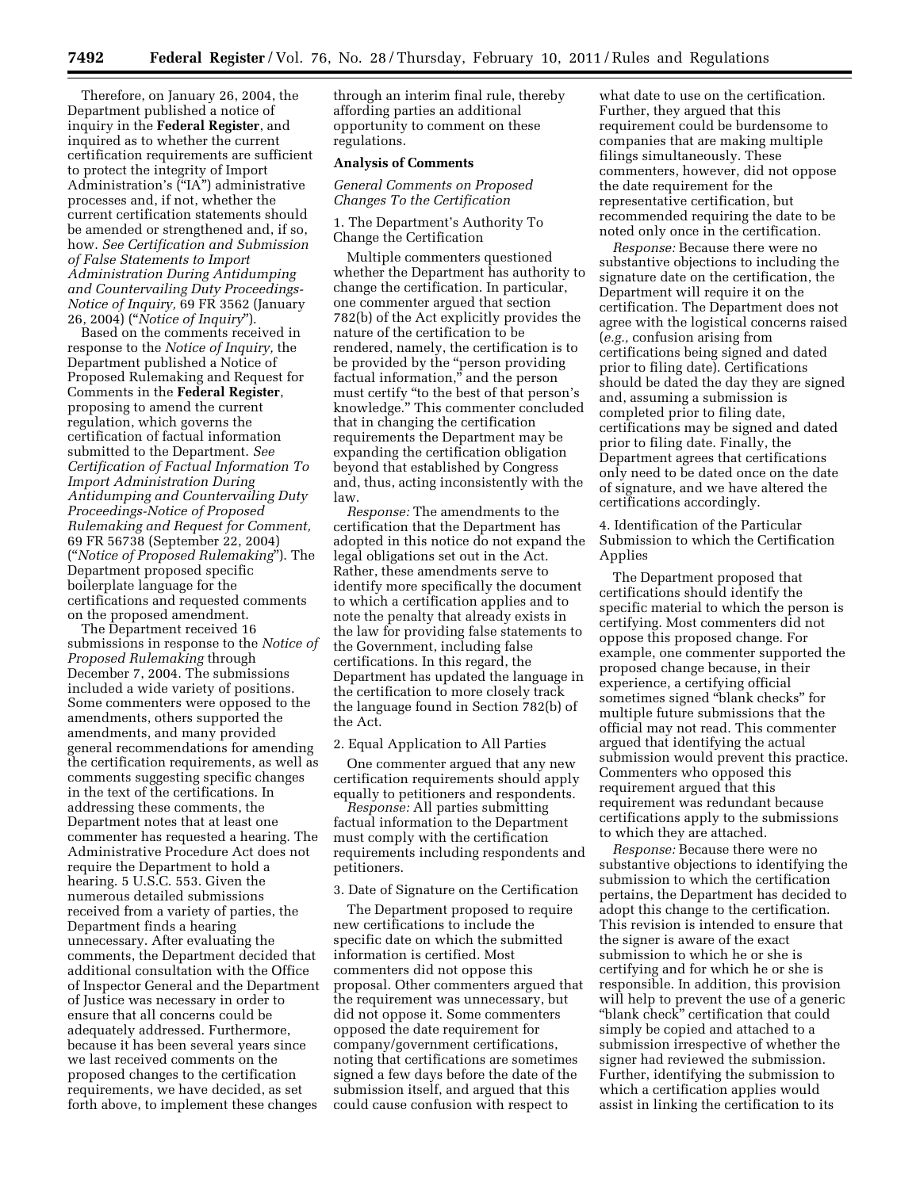Therefore, on January 26, 2004, the Department published a notice of inquiry in the **Federal Register**, and inquired as to whether the current certification requirements are sufficient to protect the integrity of Import Administration's ("IA") administrative processes and, if not, whether the current certification statements should be amended or strengthened and, if so, how. *See Certification and Submission of False Statements to Import Administration During Antidumping and Countervailing Duty Proceedings-Notice of Inquiry,* 69 FR 3562 (January 26, 2004) ("*Notice of Inquiry*").

Based on the comments received in response to the *Notice of Inquiry,* the Department published a Notice of Proposed Rulemaking and Request for Comments in the **Federal Register**, proposing to amend the current regulation, which governs the certification of factual information submitted to the Department. *See Certification of Factual Information To Import Administration During Antidumping and Countervailing Duty Proceedings-Notice of Proposed Rulemaking and Request for Comment,* 69 FR 56738 (September 22, 2004) ("*Notice of Proposed Rulemaking*"). The Department proposed specific boilerplate language for the certifications and requested comments on the proposed amendment.

The Department received 16 submissions in response to the *Notice of Proposed Rulemaking* through December 7, 2004. The submissions included a wide variety of positions. Some commenters were opposed to the amendments, others supported the amendments, and many provided general recommendations for amending the certification requirements, as well as comments suggesting specific changes in the text of the certifications. In addressing these comments, the Department notes that at least one commenter has requested a hearing. The Administrative Procedure Act does not require the Department to hold a hearing. 5 U.S.C. 553. Given the numerous detailed submissions received from a variety of parties, the Department finds a hearing unnecessary. After evaluating the comments, the Department decided that additional consultation with the Office of Inspector General and the Department of Justice was necessary in order to ensure that all concerns could be adequately addressed. Furthermore, because it has been several years since we last received comments on the proposed changes to the certification requirements, we have decided, as set forth above, to implement these changes through an interim final rule, thereby affording parties an additional opportunity to comment on these regulations.

**Analysis of Comments**

*General Comments on Proposed Changes To the Certification*

1. The Department's Authority To Change the Certification

Multiple commenters questioned whether the Department has authority to change the certification. In particular, one commenter argued that section 782(b) of the Act explicitly provides the nature of the certification to be rendered, namely, the certification is to be provided by the "person providing factual information," and the person must certify "to the best of that person's knowledge." This commenter concluded that in changing the certification requirements the Department may be expanding the certification obligation beyond that established by Congress and, thus, acting inconsistently with the law.

*Response:* The amendments to the certification that the Department has adopted in this notice do not expand the legal obligations set out in the Act. Rather, these amendments serve to identify more specifically the document to which a certification applies and to note the penalty that already exists in the law for providing false statements to the Government, including false certifications. In this regard, the Department has updated the language in the certification to more closely track the language found in Section 782(b) of the Act.

2. Equal Application to All Parties

One commenter argued that any new certification requirements should apply equally to petitioners and respondents.

*Response:* All parties submitting factual information to the Department must comply with the certification requirements including respondents and petitioners.

3. Date of Signature on the Certification

The Department proposed to require new certifications to include the specific date on which the submitted information is certified. Most commenters did not oppose this proposal. Other commenters argued that the requirement was unnecessary, but did not oppose it. Some commenters opposed the date requirement for company/government certifications, noting that certifications are sometimes signed a few days before the date of the submission itself, and argued that this could cause confusion with respect to what date to use on the certification. Further, they argued that this requirement could be burdensome to companies that are making multiple filings simultaneously. These commenters, however, did not oppose the date requirement for the representative certification, but recommended requiring the date to be noted only once in the certification.

*Response:* Because there were no substantive objections to including the signature date on the certification, the Department will require it on the certification. The Department does not agree with the logistical concerns raised (*e.g.,* confusion arising from certifications being signed and dated prior to filing date). Certifications should be dated the day they are signed and, assuming a submission is completed prior to filing date, certifications may be signed and dated prior to filing date. Finally, the Department agrees that certifications only need to be dated once on the date of signature, and we have altered the certifications accordingly.

4. Identification of the Particular Submission to which the Certification Applies

The Department proposed that certifications should identify the specific material to which the person is certifying. Most commenters did not oppose this proposed change. For example, one commenter supported the proposed change because, in their experience, a certifying official sometimes signed "blank checks" for multiple future submissions that the official may not read. This commenter argued that identifying the actual submission would prevent this practice. Commenters who opposed this requirement argued that this requirement was redundant because certifications apply to the submissions to which they are attached.

*Response:* Because there were no substantive objections to identifying the submission to which the certification pertains, the Department has decided to adopt this change to the certification. This revision is intended to ensure that the signer is aware of the exact submission to which he or she is certifying and for which he or she is responsible. In addition, this provision will help to prevent the use of a generic "blank check" certification that could simply be copied and attached to a submission irrespective of whether the signer had reviewed the submission. Further, identifying the submission to which a certification applies would assist in linking the certification to its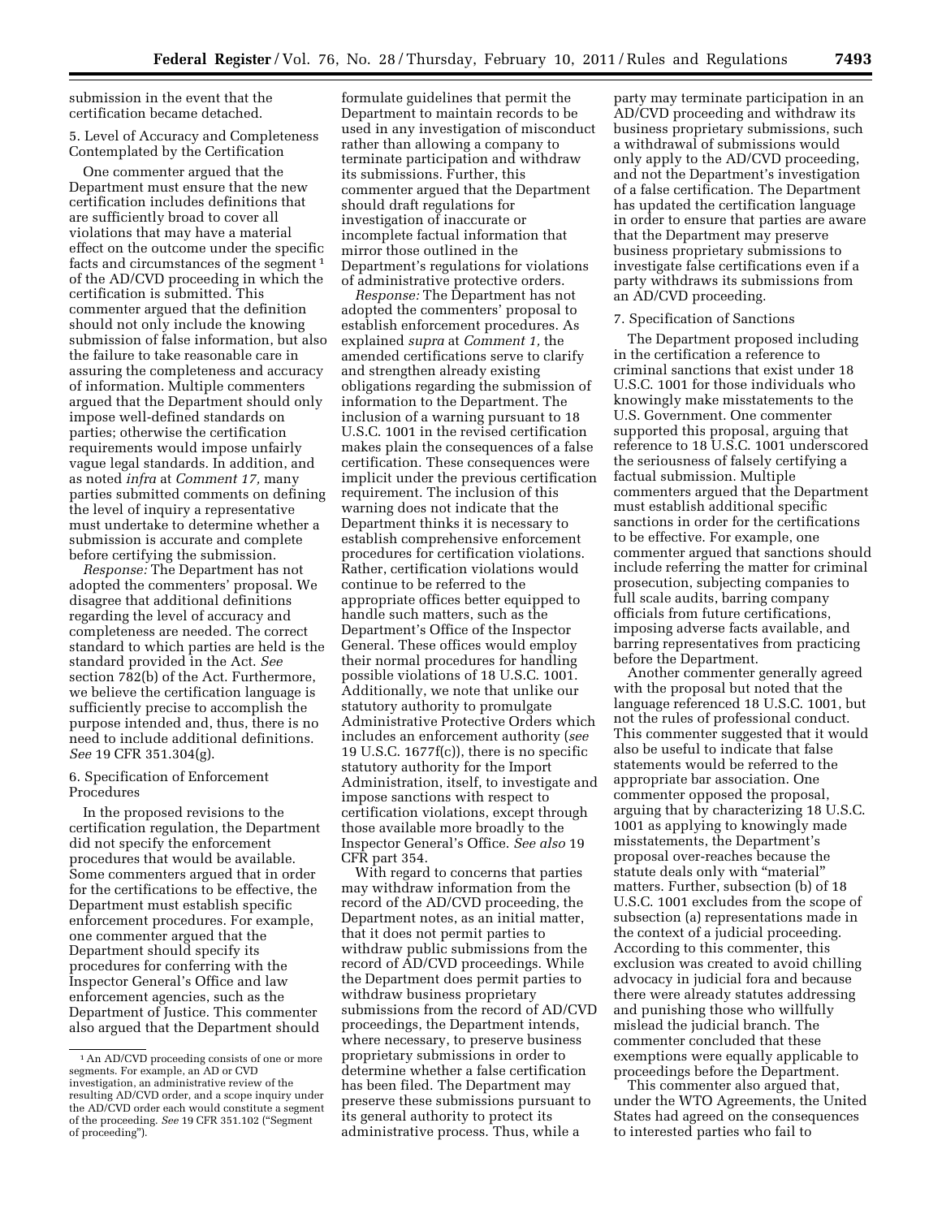submission in the event that the certification became detached.

5. Level of Accuracy and Completeness Contemplated by the Certification

One commenter argued that the Department must ensure that the new certification includes definitions that are sufficiently broad to cover all violations that may have a material effect on the outcome under the specific facts and circumstances of the segment[1] of the AD/CVD proceeding in which the certification is submitted. This commenter argued that the definition should not only include the knowing submission of false information, but also the failure to take reasonable care in assuring the completeness and accuracy of information. Multiple commenters argued that the Department should only impose well-defined standards on parties; otherwise the certification requirements would impose unfairly vague legal standards. In addition, and as noted *infra* at *Comment 17,* many parties submitted comments on defining the level of inquiry a representative must undertake to determine whether a submission is accurate and complete before certifying the submission.

*Response:* The Department has not adopted the commenters' proposal. We disagree that additional definitions regarding the level of accuracy and completeness are needed. The correct standard to which parties are held is the standard provided in the Act. *See* section 782(b) of the Act. Furthermore, we believe the certification language is sufficiently precise to accomplish the purpose intended and, thus, there is no need to include additional definitions. *See* 19 CFR 351.304(g).

6. Specification of Enforcement Procedures

In the proposed revisions to the certification regulation, the Department did not specify the enforcement procedures that would be available. Some commenters argued that in order for the certifications to be effective, the Department must establish specific enforcement procedures. For example, one commenter argued that the Department should specify its procedures for conferring with the Inspector General's Office and law enforcement agencies, such as the Department of Justice. This commenter also argued that the Department should formulate guidelines that permit the Department to maintain records to be used in any investigation of misconduct rather than allowing a company to terminate participation and withdraw its submissions. Further, this commenter argued that the Department should draft regulations for investigation of inaccurate or incomplete factual information that mirror those outlined in the Department's regulations for violations of administrative protective orders.

*Response:* The Department has not adopted the commenters' proposal to establish enforcement procedures. As explained *supra* at *Comment 1,* the amended certifications serve to clarify and strengthen already existing obligations regarding the submission of information to the Department. The inclusion of a warning pursuant to 18 U.S.C. 1001 in the revised certification makes plain the consequences of a false certification. These consequences were implicit under the previous certification requirement. The inclusion of this warning does not indicate that the Department thinks it is necessary to establish comprehensive enforcement procedures for certification violations. Rather, certification violations would continue to be referred to the appropriate offices better equipped to handle such matters, such as the Department's Office of the Inspector General. These offices would employ their normal procedures for handling possible violations of 18 U.S.C. 1001. Additionally, we note that unlike our statutory authority to promulgate Administrative Protective Orders which includes an enforcement authority (*see* 19 U.S.C. 1677f(c)), there is no specific statutory authority for the Import Administration, itself, to investigate and impose sanctions with respect to certification violations, except through those available more broadly to the Inspector General's Office. *See also* 19 CFR part 354.

With regard to concerns that parties may withdraw information from the record of the AD/CVD proceeding, the Department notes, as an initial matter, that it does not permit parties to withdraw public submissions from the record of AD/CVD proceedings. While the Department does permit parties to withdraw business proprietary submissions from the record of AD/CVD proceedings, the Department intends, where necessary, to preserve business proprietary submissions in order to determine whether a false certification has been filed. The Department may preserve these submissions pursuant to its general authority to protect its administrative process. Thus, while a party may terminate participation in an AD/CVD proceeding and withdraw its business proprietary submissions, such a withdrawal of submissions would only apply to the AD/CVD proceeding, and not the Department's investigation of a false certification. The Department has updated the certification language in order to ensure that parties are aware that the Department may preserve business proprietary submissions to investigate false certifications even if a party withdraws its submissions from an AD/CVD proceeding.

7. Specification of Sanctions

The Department proposed including in the certification a reference to criminal sanctions that exist under 18 U.S.C. 1001 for those individuals who knowingly make misstatements to the U.S. Government. One commenter supported this proposal, arguing that reference to 18 U.S.C. 1001 underscored the seriousness of falsely certifying a factual submission. Multiple commenters argued that the Department must establish additional specific sanctions in order for the certifications to be effective. For example, one commenter argued that sanctions should include referring the matter for criminal prosecution, subjecting companies to full scale audits, barring company officials from future certifications, imposing adverse facts available, and barring representatives from practicing before the Department.

Another commenter generally agreed with the proposal but noted that the language referenced 18 U.S.C. 1001, but not the rules of professional conduct. This commenter suggested that it would also be useful to indicate that false statements would be referred to the appropriate bar association. One commenter opposed the proposal, arguing that by characterizing 18 U.S.C. 1001 as applying to knowingly made misstatements, the Department's proposal over-reaches because the statute deals only with "material" matters. Further, subsection (b) of 18 U.S.C. 1001 excludes from the scope of subsection (a) representations made in the context of a judicial proceeding. According to this commenter, this exclusion was created to avoid chilling advocacy in judicial fora and because there were already statutes addressing and punishing those who willfully mislead the judicial branch. The commenter concluded that these exemptions were equally applicable to proceedings before the Department.

This commenter also argued that, under the WTO Agreements, the United States had agreed on the consequences to interested parties who fail to

[1] An AD/CVD proceeding consists of one or more segments. For example, an AD or CVD investigation, an administrative review of the resulting AD/CVD order, and a scope inquiry under the AD/CVD order each would constitute a segment of the proceeding. *See* 19 CFR 351.102 ("Segment of proceeding").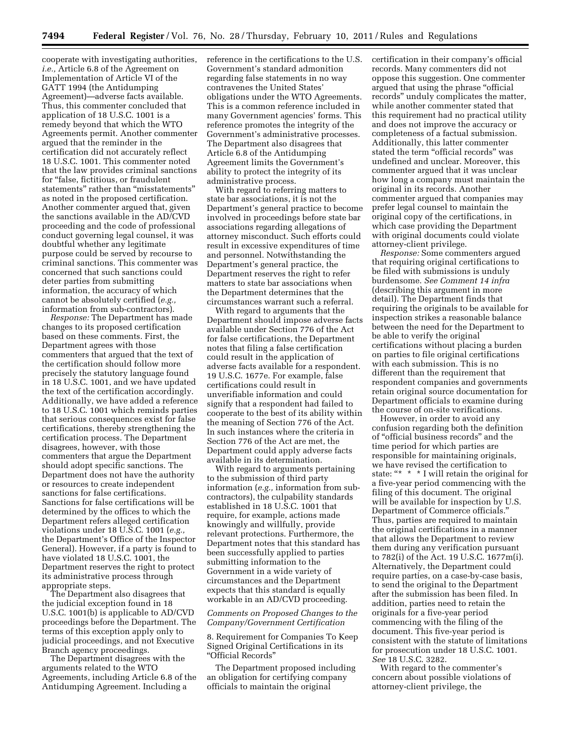cooperate with investigating authorities, *i.e.,* Article 6.8 of the Agreement on Implementation of Article VI of the GATT 1994 (the Antidumping Agreement)—adverse facts available. Thus, this commenter concluded that application of 18 U.S.C. 1001 is a remedy beyond that which the WTO Agreements permit. Another commenter argued that the reminder in the certification did not accurately reflect 18 U.S.C. 1001. This commenter noted that the law provides criminal sanctions for "false, fictitious, or fraudulent statements" rather than "misstatements" as noted in the proposed certification. Another commenter argued that, given the sanctions available in the AD/CVD proceeding and the code of professional conduct governing legal counsel, it was doubtful whether any legitimate purpose could be served by recourse to criminal sanctions. This commenter was concerned that such sanctions could deter parties from submitting information, the accuracy of which cannot be absolutely certified (*e.g.,* information from sub-contractors).

*Response:* The Department has made changes to its proposed certification based on these comments. First, the Department agrees with those commenters that argued that the text of the certification should follow more precisely the statutory language found in 18 U.S.C. 1001, and we have updated the text of the certification accordingly. Additionally, we have added a reference to 18 U.S.C. 1001 which reminds parties that serious consequences exist for false certifications, thereby strengthening the certification process. The Department disagrees, however, with those commenters that argue the Department should adopt specific sanctions. The Department does not have the authority or resources to create independent sanctions for false certifications. Sanctions for false certifications will be determined by the offices to which the Department refers alleged certification violations under 18 U.S.C. 1001 (*e.g.,* the Department's Office of the Inspector General). However, if a party is found to have violated 18 U.S.C. 1001, the Department reserves the right to protect its administrative process through appropriate steps.

The Department also disagrees that the judicial exception found in 18 U.S.C. 1001(b) is applicable to AD/CVD proceedings before the Department. The terms of this exception apply only to judicial proceedings, and not Executive Branch agency proceedings.

The Department disagrees with the arguments related to the WTO Agreements, including Article 6.8 of the Antidumping Agreement. Including a reference in the certifications to the U.S. Government's standard admonition regarding false statements in no way contravenes the United States' obligations under the WTO Agreements. This is a common reference included in many Government agencies' forms. This reference promotes the integrity of the Government's administrative processes. The Department also disagrees that Article 6.8 of the Antidumping Agreement limits the Government's ability to protect the integrity of its administrative process.

With regard to referring matters to state bar associations, it is not the Department's general practice to become involved in proceedings before state bar associations regarding allegations of attorney misconduct. Such efforts could result in excessive expenditures of time and personnel. Notwithstanding the Department's general practice, the Department reserves the right to refer matters to state bar associations when the Department determines that the circumstances warrant such a referral.

With regard to arguments that the Department should impose adverse facts available under Section 776 of the Act for false certifications, the Department notes that filing a false certification could result in the application of adverse facts available for a respondent. 19 U.S.C. 1677e. For example, false certifications could result in unverifiable information and could signify that a respondent had failed to cooperate to the best of its ability within the meaning of Section 776 of the Act. In such instances where the criteria in Section 776 of the Act are met, the Department could apply adverse facts available in its determination.

With regard to arguments pertaining to the submission of third party information (*e.g.,* information from sub-contractors), the culpability standards established in 18 U.S.C. 1001 that require, for example, actions made knowingly and willfully, provide relevant protections. Furthermore, the Department notes that this standard has been successfully applied to parties submitting information to the Government in a wide variety of circumstances and the Department expects that this standard is equally workable in an AD/CVD proceeding.

*Comments on Proposed Changes to the Company/Government Certification*

8. Requirement for Companies To Keep Signed Original Certifications in its "Official Records"

The Department proposed including an obligation for certifying company officials to maintain the original certification in their company's official records. Many commenters did not oppose this suggestion. One commenter argued that using the phrase "official records" unduly complicates the matter, while another commenter stated that this requirement had no practical utility and does not improve the accuracy or completeness of a factual submission. Additionally, this latter commenter stated the term "official records" was undefined and unclear. Moreover, this commenter argued that it was unclear how long a company must maintain the original in its records. Another commenter argued that companies may prefer legal counsel to maintain the original copy of the certifications, in which case providing the Department with original documents could violate attorney-client privilege.

*Response:* Some commenters argued that requiring original certifications to be filed with submissions is unduly burdensome. *See Comment 14 infra* (describing this argument in more detail). The Department finds that requiring the originals to be available for inspection strikes a reasonable balance between the need for the Department to be able to verify the original certifications without placing a burden on parties to file original certifications with each submission. This is no different than the requirement that respondent companies and governments retain original source documentation for Department officials to examine during the course of on-site verifications.

However, in order to avoid any confusion regarding both the definition of "official business records" and the time period for which parties are responsible for maintaining originals, we have revised the certification to state: "* * * I will retain the original for a five-year period commencing with the filing of this document. The original will be available for inspection by U.S. Department of Commerce officials." Thus, parties are required to maintain the original certifications in a manner that allows the Department to review them during any verification pursuant to 782(i) of the Act. 19 U.S.C. 1677m(i). Alternatively, the Department could require parties, on a case-by-case basis, to send the original to the Department after the submission has been filed. In addition, parties need to retain the originals for a five-year period commencing with the filing of the document. This five-year period is consistent with the statute of limitations for prosecution under 18 U.S.C. 1001. *See* 18 U.S.C. 3282.

With regard to the commenter's concern about possible violations of attorney-client privilege, the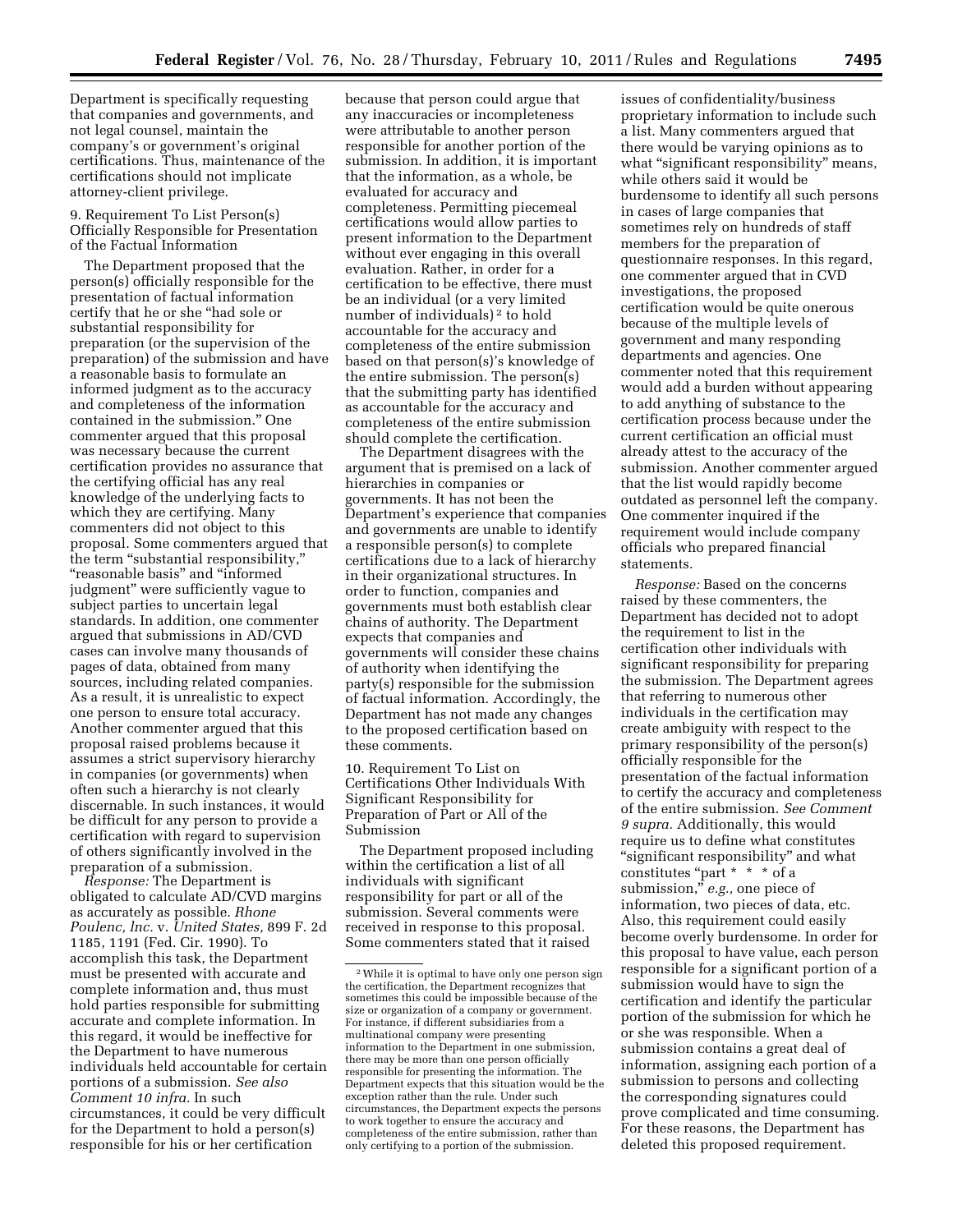Department is specifically requesting that companies and governments, and not legal counsel, maintain the company's or government's original certifications. Thus, maintenance of the certifications should not implicate attorney-client privilege.

9. Requirement To List Person(s) Officially Responsible for Presentation of the Factual Information

The Department proposed that the person(s) officially responsible for the presentation of factual information certify that he or she "had sole or substantial responsibility for preparation (or the supervision of the preparation) of the submission and have a reasonable basis to formulate an informed judgment as to the accuracy and completeness of the information contained in the submission." One commenter argued that this proposal was necessary because the current certification provides no assurance that the certifying official has any real knowledge of the underlying facts to which they are certifying. Many commenters did not object to this proposal. Some commenters argued that the term "substantial responsibility," "reasonable basis" and "informed judgment" were sufficiently vague to subject parties to uncertain legal standards. In addition, one commenter argued that submissions in AD/CVD cases can involve many thousands of pages of data, obtained from many sources, including related companies. As a result, it is unrealistic to expect one person to ensure total accuracy. Another commenter argued that this proposal raised problems because it assumes a strict supervisory hierarchy in companies (or governments) when often such a hierarchy is not clearly discernable. In such instances, it would be difficult for any person to provide a certification with regard to supervision of others significantly involved in the preparation of a submission.

*Response:* The Department is obligated to calculate AD/CVD margins as accurately as possible. *Rhone Poulenc, Inc.* v. *United States,* 899 F. 2d 1185, 1191 (Fed. Cir. 1990). To accomplish this task, the Department must be presented with accurate and complete information and, thus must hold parties responsible for submitting accurate and complete information. In this regard, it would be ineffective for the Department to have numerous individuals held accountable for certain portions of a submission. *See also Comment 10 infra.* In such circumstances, it could be very difficult for the Department to hold a person(s) responsible for his or her certification because that person could argue that any inaccuracies or incompleteness were attributable to another person responsible for another portion of the submission. In addition, it is important that the information, as a whole, be evaluated for accuracy and completeness. Permitting piecemeal certifications would allow parties to present information to the Department without ever engaging in this overall evaluation. Rather, in order for a certification to be effective, there must be an individual (or a very limited number of individuals) [2] to hold accountable for the accuracy and completeness of the entire submission based on that person(s)'s knowledge of the entire submission. The person(s) that the submitting party has identified as accountable for the accuracy and completeness of the entire submission should complete the certification.

The Department disagrees with the argument that is premised on a lack of hierarchies in companies or governments. It has not been the Department's experience that companies and governments are unable to identify a responsible person(s) to complete certifications due to a lack of hierarchy in their organizational structures. In order to function, companies and governments must both establish clear chains of authority. The Department expects that companies and governments will consider these chains of authority when identifying the party(s) responsible for the submission of factual information. Accordingly, the Department has not made any changes to the proposed certification based on these comments.

10. Requirement To List on Certifications Other Individuals With Significant Responsibility for Preparation of Part or All of the Submission

The Department proposed including within the certification a list of all individuals with significant responsibility for part or all of the submission. Several comments were received in response to this proposal. Some commenters stated that it raised issues of confidentiality/business proprietary information to include such a list. Many commenters argued that there would be varying opinions as to what "significant responsibility" means, while others said it would be burdensome to identify all such persons in cases of large companies that sometimes rely on hundreds of staff members for the preparation of questionnaire responses. In this regard, one commenter argued that in CVD investigations, the proposed certification would be quite onerous because of the multiple levels of government and many responding departments and agencies. One commenter noted that this requirement would add a burden without appearing to add anything of substance to the certification process because under the current certification an official must already attest to the accuracy of the submission. Another commenter argued that the list would rapidly become outdated as personnel left the company. One commenter inquired if the requirement would include company officials who prepared financial statements.

*Response:* Based on the concerns raised by these commenters, the Department has decided not to adopt the requirement to list in the certification other individuals with significant responsibility for preparing the submission. The Department agrees that referring to numerous other individuals in the certification may create ambiguity with respect to the primary responsibility of the person(s) officially responsible for the presentation of the factual information to certify the accuracy and completeness of the entire submission. *See Comment 9 supra.* Additionally, this would require us to define what constitutes "significant responsibility" and what constitutes "part * * * of a submission," *e.g.,* one piece of information, two pieces of data, etc. Also, this requirement could easily become overly burdensome. In order for this proposal to have value, each person responsible for a significant portion of a submission would have to sign the certification and identify the particular portion of the submission for which he or she was responsible. When a submission contains a great deal of information, assigning each portion of a submission to persons and collecting the corresponding signatures could prove complicated and time consuming. For these reasons, the Department has deleted this proposed requirement.

[2] While it is optimal to have only one person sign the certification, the Department recognizes that sometimes this could be impossible because of the size or organization of a company or government. For instance, if different subsidiaries from a multinational company were presenting information to the Department in one submission, there may be more than one person officially responsible for presenting the information. The Department expects that this situation would be the exception rather than the rule. Under such circumstances, the Department expects the persons to work together to ensure the accuracy and completeness of the entire submission, rather than only certifying to a portion of the submission.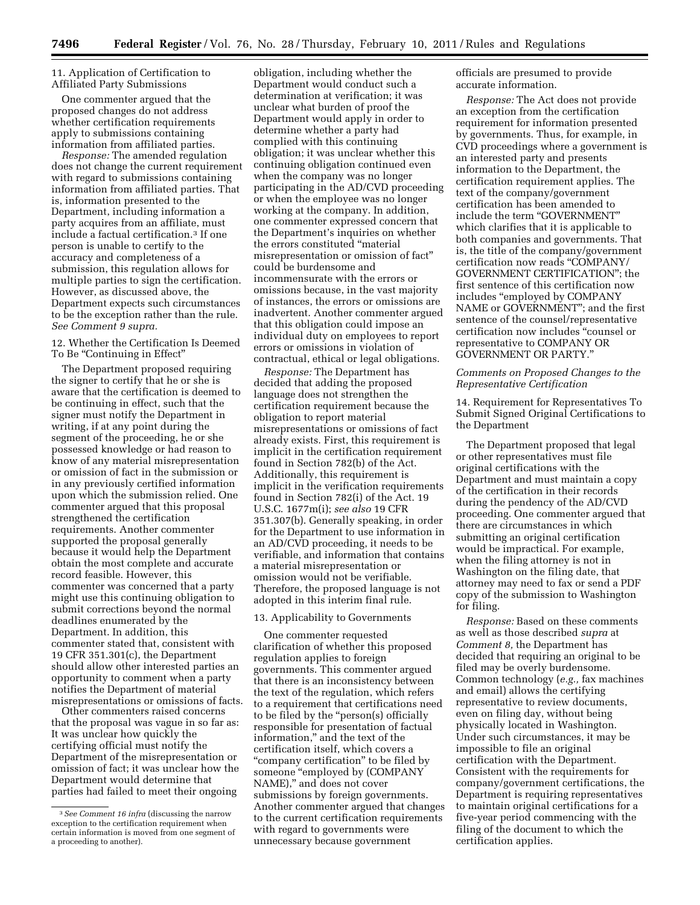11. Application of Certification to Affiliated Party Submissions

One commenter argued that the proposed changes do not address whether certification requirements apply to submissions containing information from affiliated parties.

*Response:* The amended regulation does not change the current requirement with regard to submissions containing information from affiliated parties. That is, information presented to the Department, including information a party acquires from an affiliate, must include a factual certification.[3] If one person is unable to certify to the accuracy and completeness of a submission, this regulation allows for multiple parties to sign the certification. However, as discussed above, the Department expects such circumstances to be the exception rather than the rule. *See Comment 9 supra.*

12. Whether the Certification Is Deemed To Be "Continuing in Effect"

The Department proposed requiring the signer to certify that he or she is aware that the certification is deemed to be continuing in effect, such that the signer must notify the Department in writing, if at any point during the segment of the proceeding, he or she possessed knowledge or had reason to know of any material misrepresentation or omission of fact in the submission or in any previously certified information upon which the submission relied. One commenter argued that this proposal strengthened the certification requirements. Another commenter supported the proposal generally because it would help the Department obtain the most complete and accurate record feasible. However, this commenter was concerned that a party might use this continuing obligation to submit corrections beyond the normal deadlines enumerated by the Department. In addition, this commenter stated that, consistent with 19 CFR 351.301(c), the Department should allow other interested parties an opportunity to comment when a party notifies the Department of material misrepresentations or omissions of facts.

Other commenters raised concerns that the proposal was vague in so far as: It was unclear how quickly the certifying official must notify the Department of the misrepresentation or omission of fact; it was unclear how the Department would determine that parties had failed to meet their ongoing obligation, including whether the Department would conduct such a determination at verification; it was unclear what burden of proof the Department would apply in order to determine whether a party had complied with this continuing obligation; it was unclear whether this continuing obligation continued even when the company was no longer participating in the AD/CVD proceeding or when the employee was no longer working at the company. In addition, one commenter expressed concern that the Department's inquiries on whether the errors constituted "material misrepresentation or omission of fact" could be burdensome and incommensurate with the errors or omissions because, in the vast majority of instances, the errors or omissions are inadvertent. Another commenter argued that this obligation could impose an individual duty on employees to report errors or omissions in violation of contractual, ethical or legal obligations.

*Response:* The Department has decided that adding the proposed language does not strengthen the certification requirement because the obligation to report material misrepresentations or omissions of fact already exists. First, this requirement is implicit in the certification requirement found in Section 782(b) of the Act. Additionally, this requirement is implicit in the verification requirements found in Section 782(i) of the Act. 19 U.S.C. 1677m(i); *see also* 19 CFR 351.307(b). Generally speaking, in order for the Department to use information in an AD/CVD proceeding, it needs to be verifiable, and information that contains a material misrepresentation or omission would not be verifiable. Therefore, the proposed language is not adopted in this interim final rule.

13. Applicability to Governments

One commenter requested clarification of whether this proposed regulation applies to foreign governments. This commenter argued that there is an inconsistency between the text of the regulation, which refers to a requirement that certifications need to be filed by the "person(s) officially responsible for presentation of factual information," and the text of the certification itself, which covers a "company certification" to be filed by someone "employed by (COMPANY NAME)," and does not cover submissions by foreign governments. Another commenter argued that changes to the current certification requirements with regard to governments were unnecessary because government officials are presumed to provide accurate information.

*Response:* The Act does not provide an exception from the certification requirement for information presented by governments. Thus, for example, in CVD proceedings where a government is an interested party and presents information to the Department, the certification requirement applies. The text of the company/government certification has been amended to include the term "GOVERNMENT" which clarifies that it is applicable to both companies and governments. That is, the title of the company/government certification now reads "COMPANY/ GOVERNMENT CERTIFICATION"; the first sentence of this certification now includes "employed by COMPANY NAME or GOVERNMENT"; and the first sentence of the counsel/representative certification now includes "counsel or representative to COMPANY OR GOVERNMENT OR PARTY."

*Comments on Proposed Changes to the Representative Certification*

14. Requirement for Representatives To Submit Signed Original Certifications to the Department

The Department proposed that legal or other representatives must file original certifications with the Department and must maintain a copy of the certification in their records during the pendency of the AD/CVD proceeding. One commenter argued that there are circumstances in which submitting an original certification would be impractical. For example, when the filing attorney is not in Washington on the filing date, that attorney may need to fax or send a PDF copy of the submission to Washington for filing.

*Response:* Based on these comments as well as those described *supra* at *Comment 8,* the Department has decided that requiring an original to be filed may be overly burdensome. Common technology (*e.g.,* fax machines and email) allows the certifying representative to review documents, even on filing day, without being physically located in Washington. Under such circumstances, it may be impossible to file an original certification with the Department. Consistent with the requirements for company/government certifications, the Department is requiring representatives to maintain original certifications for a five-year period commencing with the filing of the document to which the certification applies.

[3] *See Comment 16 infra* (discussing the narrow exception to the certification requirement when certain information is moved from one segment of a proceeding to another).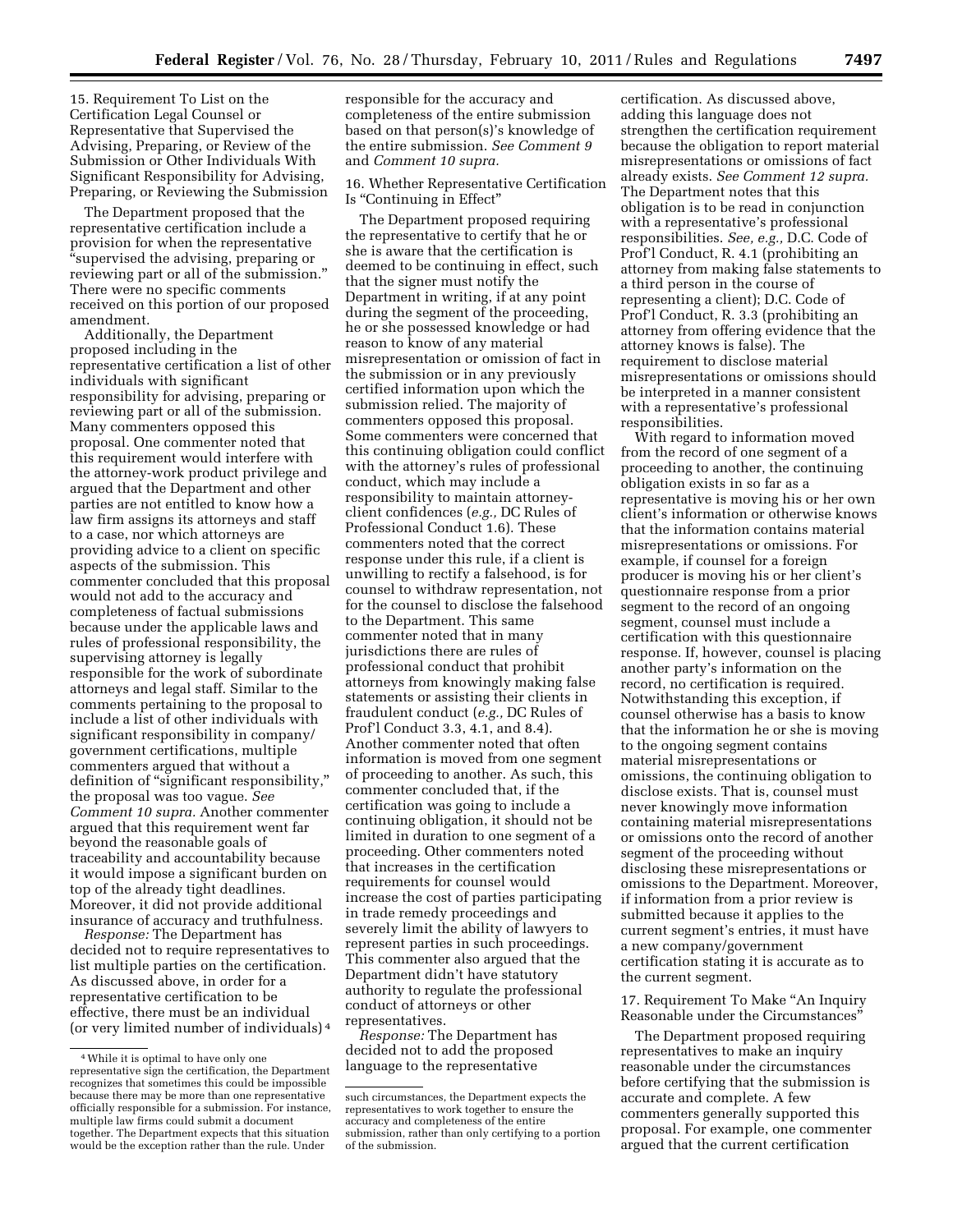15. Requirement To List on the Certification Legal Counsel or Representative that Supervised the Advising, Preparing, or Review of the Submission or Other Individuals With Significant Responsibility for Advising, Preparing, or Reviewing the Submission

The Department proposed that the representative certification include a provision for when the representative "supervised the advising, preparing or reviewing part or all of the submission." There were no specific comments received on this portion of our proposed amendment.

Additionally, the Department proposed including in the representative certification a list of other individuals with significant responsibility for advising, preparing or reviewing part or all of the submission. Many commenters opposed this proposal. One commenter noted that this requirement would interfere with the attorney-work product privilege and argued that the Department and other parties are not entitled to know how a law firm assigns its attorneys and staff to a case, nor which attorneys are providing advice to a client on specific aspects of the submission. This commenter concluded that this proposal would not add to the accuracy and completeness of factual submissions because under the applicable laws and rules of professional responsibility, the supervising attorney is legally responsible for the work of subordinate attorneys and legal staff. Similar to the comments pertaining to the proposal to include a list of other individuals with significant responsibility in company/government certifications, multiple commenters argued that without a definition of "significant responsibility," the proposal was too vague. *See Comment 10 supra.* Another commenter argued that this requirement went far beyond the reasonable goals of traceability and accountability because it would impose a significant burden on top of the already tight deadlines. Moreover, it did not provide additional insurance of accuracy and truthfulness.

*Response:* The Department has decided not to require representatives to list multiple parties on the certification. As discussed above, in order for a representative certification to be effective, there must be an individual (or very limited number of individuals) [4] responsible for the accuracy and completeness of the entire submission based on that person(s)'s knowledge of the entire submission. *See Comment 9* and *Comment 10 supra.*

16. Whether Representative Certification Is "Continuing in Effect"

The Department proposed requiring the representative to certify that he or she is aware that the certification is deemed to be continuing in effect, such that the signer must notify the Department in writing, if at any point during the segment of the proceeding, he or she possessed knowledge or had reason to know of any material misrepresentation or omission of fact in the submission or in any previously certified information upon which the submission relied. The majority of commenters opposed this proposal. Some commenters were concerned that this continuing obligation could conflict with the attorney's rules of professional conduct, which may include a responsibility to maintain attorney-client confidences (*e.g.,* DC Rules of Professional Conduct 1.6). These commenters noted that the correct response under this rule, if a client is unwilling to rectify a falsehood, is for counsel to withdraw representation, not for the counsel to disclose the falsehood to the Department. This same commenter noted that in many jurisdictions there are rules of professional conduct that prohibit attorneys from knowingly making false statements or assisting their clients in fraudulent conduct (*e.g.,* DC Rules of Prof'l Conduct 3.3, 4.1, and 8.4). Another commenter noted that often information is moved from one segment of proceeding to another. As such, this commenter concluded that, if the certification was going to include a continuing obligation, it should not be limited in duration to one segment of a proceeding. Other commenters noted that increases in the certification requirements for counsel would increase the cost of parties participating in trade remedy proceedings and severely limit the ability of lawyers to represent parties in such proceedings. This commenter also argued that the Department didn't have statutory authority to regulate the professional conduct of attorneys or other representatives.

*Response:* The Department has decided not to add the proposed language to the representative certification. As discussed above, adding this language does not strengthen the certification requirement because the obligation to report material misrepresentations or omissions of fact already exists. *See Comment 12 supra.* The Department notes that this obligation is to be read in conjunction with a representative's professional responsibilities. *See, e.g.,* D.C. Code of Prof'l Conduct, R. 4.1 (prohibiting an attorney from making false statements to a third person in the course of representing a client); D.C. Code of Prof'l Conduct, R. 3.3 (prohibiting an attorney from offering evidence that the attorney knows is false). The requirement to disclose material misrepresentations or omissions should be interpreted in a manner consistent with a representative's professional responsibilities.

With regard to information moved from the record of one segment of a proceeding to another, the continuing obligation exists in so far as a representative is moving his or her own client's information or otherwise knows that the information contains material misrepresentations or omissions. For example, if counsel for a foreign producer is moving his or her client's questionnaire response from a prior segment to the record of an ongoing segment, counsel must include a certification with this questionnaire response. If, however, counsel is placing another party's information on the record, no certification is required. Notwithstanding this exception, if counsel otherwise has a basis to know that the information he or she is moving to the ongoing segment contains material misrepresentations or omissions, the continuing obligation to disclose exists. That is, counsel must never knowingly move information containing material misrepresentations or omissions onto the record of another segment of the proceeding without disclosing these misrepresentations or omissions to the Department. Moreover, if information from a prior review is submitted because it applies to the current segment's entries, it must have a new company/government certification stating it is accurate as to the current segment.

17. Requirement To Make "An Inquiry Reasonable under the Circumstances"

The Department proposed requiring representatives to make an inquiry reasonable under the circumstances before certifying that the submission is accurate and complete. A few commenters generally supported this proposal. For example, one commenter argued that the current certification

[4] While it is optimal to have only one representative sign the certification, the Department recognizes that sometimes this could be impossible because there may be more than one representative officially responsible for a submission. For instance, multiple law firms could submit a document together. The Department expects that this situation would be the exception rather than the rule. Under such circumstances, the Department expects the representatives to work together to ensure the accuracy and completeness of the entire submission, rather than only certifying to a portion of the submission.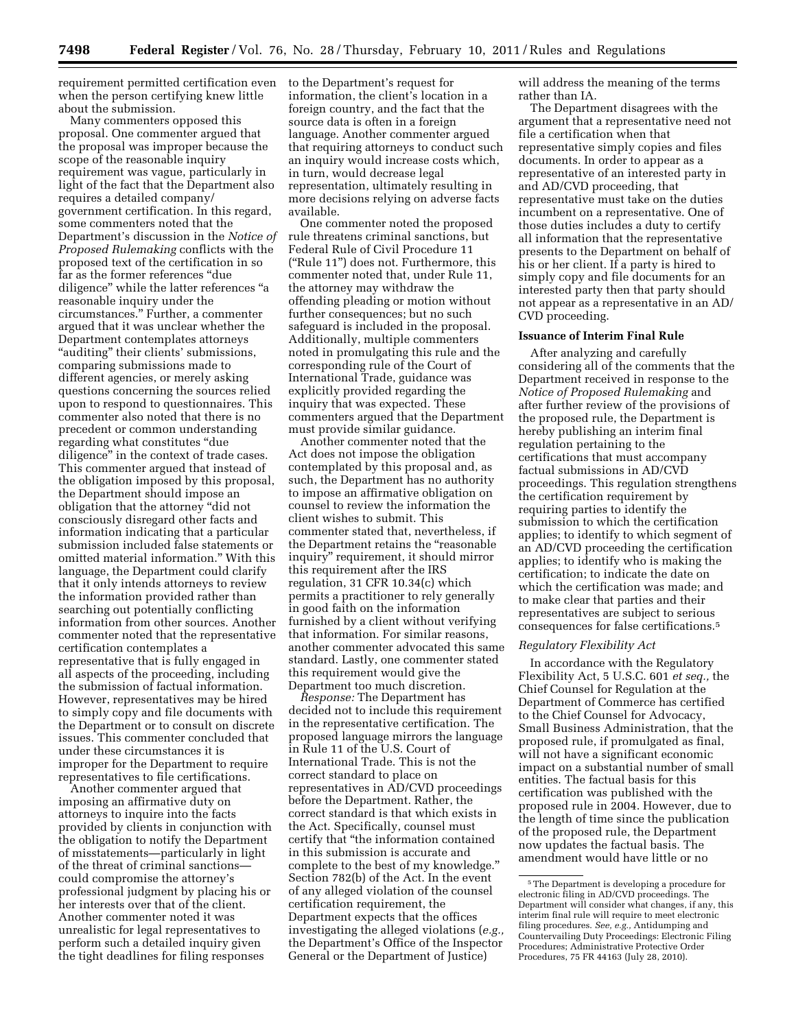requirement permitted certification even when the person certifying knew little about the submission.

Many commenters opposed this proposal. One commenter argued that the proposal was improper because the scope of the reasonable inquiry requirement was vague, particularly in light of the fact that the Department also requires a detailed company/government certification. In this regard, some commenters noted that the Department's discussion in the *Notice of Proposed Rulemaking* conflicts with the proposed text of the certification in so far as the former references "due diligence" while the latter references "a reasonable inquiry under the circumstances." Further, a commenter argued that it was unclear whether the Department contemplates attorneys "auditing" their clients' submissions, comparing submissions made to different agencies, or merely asking questions concerning the sources relied upon to respond to questionnaires. This commenter also noted that there is no precedent or common understanding regarding what constitutes "due diligence" in the context of trade cases. This commenter argued that instead of the obligation imposed by this proposal, the Department should impose an obligation that the attorney "did not consciously disregard other facts and information indicating that a particular submission included false statements or omitted material information." With this language, the Department could clarify that it only intends attorneys to review the information provided rather than searching out potentially conflicting information from other sources. Another commenter noted that the representative certification contemplates a representative that is fully engaged in all aspects of the proceeding, including the submission of factual information. However, representatives may be hired to simply copy and file documents with the Department or to consult on discrete issues. This commenter concluded that under these circumstances it is improper for the Department to require representatives to file certifications.

Another commenter argued that imposing an affirmative duty on attorneys to inquire into the facts provided by clients in conjunction with the obligation to notify the Department of misstatements—particularly in light of the threat of criminal sanctions—could compromise the attorney's professional judgment by placing his or her interests over that of the client. Another commenter noted it was unrealistic for legal representatives to perform such a detailed inquiry given the tight deadlines for filing responses to the Department's request for information, the client's location in a foreign country, and the fact that the source data is often in a foreign language. Another commenter argued that requiring attorneys to conduct such an inquiry would increase costs which, in turn, would decrease legal representation, ultimately resulting in more decisions relying on adverse facts available.

One commenter noted the proposed rule threatens criminal sanctions, but Federal Rule of Civil Procedure 11 ("Rule 11") does not. Furthermore, this commenter noted that, under Rule 11, the attorney may withdraw the offending pleading or motion without further consequences; but no such safeguard is included in the proposal. Additionally, multiple commenters noted in promulgating this rule and the corresponding rule of the Court of International Trade, guidance was explicitly provided regarding the inquiry that was expected. These commenters argued that the Department must provide similar guidance.

Another commenter noted that the Act does not impose the obligation contemplated by this proposal and, as such, the Department has no authority to impose an affirmative obligation on counsel to review the information the client wishes to submit. This commenter stated that, nevertheless, if the Department retains the "reasonable inquiry" requirement, it should mirror this requirement after the IRS regulation, 31 CFR 10.34(c) which permits a practitioner to rely generally in good faith on the information furnished by a client without verifying that information. For similar reasons, another commenter advocated this same standard. Lastly, one commenter stated this requirement would give the Department too much discretion.

*Response:* The Department has decided not to include this requirement in the representative certification. The proposed language mirrors the language in Rule 11 of the U.S. Court of International Trade. This is not the correct standard to place on representatives in AD/CVD proceedings before the Department. Rather, the correct standard is that which exists in the Act. Specifically, counsel must certify that "the information contained in this submission is accurate and complete to the best of my knowledge." Section 782(b) of the Act. In the event of any alleged violation of the counsel certification requirement, the Department expects that the offices investigating the alleged violations (*e.g.,* the Department's Office of the Inspector General or the Department of Justice) will address the meaning of the terms rather than IA.

The Department disagrees with the argument that a representative need not file a certification when that representative simply copies and files documents. In order to appear as a representative of an interested party in and AD/CVD proceeding, that representative must take on the duties incumbent on a representative. One of those duties includes a duty to certify all information that the representative presents to the Department on behalf of his or her client. If a party is hired to simply copy and file documents for an interested party then that party should not appear as a representative in an AD/CVD proceeding.

**Issuance of Interim Final Rule**

After analyzing and carefully considering all of the comments that the Department received in response to the *Notice of Proposed Rulemaking* and after further review of the provisions of the proposed rule, the Department is hereby publishing an interim final regulation pertaining to the certifications that must accompany factual submissions in AD/CVD proceedings. This regulation strengthens the certification requirement by requiring parties to identify the submission to which the certification applies; to identify to which segment of an AD/CVD proceeding the certification applies; to identify who is making the certification; to indicate the date on which the certification was made; and to make clear that parties and their representatives are subject to serious consequences for false certifications.[5]

*Regulatory Flexibility Act*

In accordance with the Regulatory Flexibility Act, 5 U.S.C. 601 *et seq.,* the Chief Counsel for Regulation at the Department of Commerce has certified to the Chief Counsel for Advocacy, Small Business Administration, that the proposed rule, if promulgated as final, will not have a significant economic impact on a substantial number of small entities. The factual basis for this certification was published with the proposed rule in 2004. However, due to the length of time since the publication of the proposed rule, the Department now updates the factual basis. The amendment would have little or no

[5] The Department is developing a procedure for electronic filing in AD/CVD proceedings. The Department will consider what changes, if any, this interim final rule will require to meet electronic filing procedures. *See, e.g.,* Antidumping and Countervailing Duty Proceedings: Electronic Filing Procedures; Administrative Protective Order Procedures, 75 FR 44163 (July 28, 2010).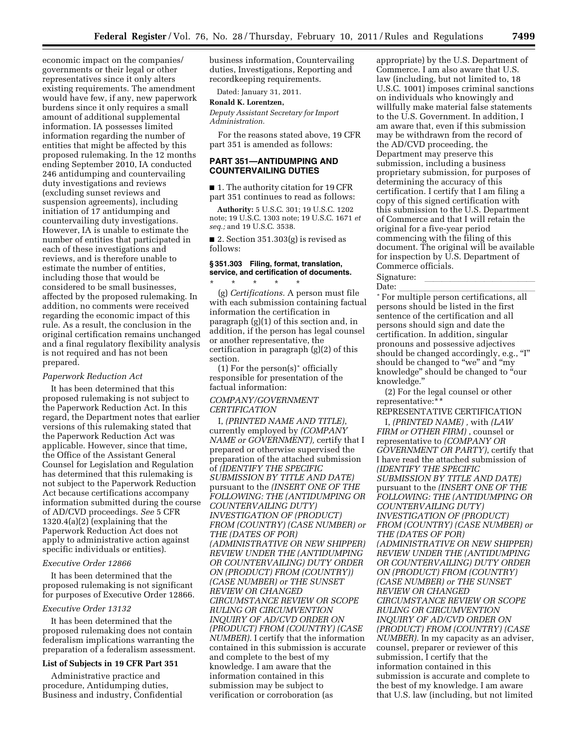economic impact on the companies/governments or their legal or other representatives since it only alters existing requirements. The amendment would have few, if any, new paperwork burdens since it only requires a small amount of additional supplemental information. IA possesses limited information regarding the number of entities that might be affected by this proposed rulemaking. In the 12 months ending September 2010, IA conducted 246 antidumping and countervailing duty investigations and reviews (excluding sunset reviews and suspension agreements), including initiation of 17 antidumping and countervailing duty investigations. However, IA is unable to estimate the number of entities that participated in each of these investigations and reviews, and is therefore unable to estimate the number of entities, including those that would be considered to be small businesses, affected by the proposed rulemaking. In addition, no comments were received regarding the economic impact of this rule. As a result, the conclusion in the original certification remains unchanged and a final regulatory flexibility analysis is not required and has not been prepared.

*Paperwork Reduction Act*

It has been determined that this proposed rulemaking is not subject to the Paperwork Reduction Act. In this regard, the Department notes that earlier versions of this rulemaking stated that the Paperwork Reduction Act was applicable. However, since that time, the Office of the Assistant General Counsel for Legislation and Regulation has determined that this rulemaking is not subject to the Paperwork Reduction Act because certifications accompany information submitted during the course of AD/CVD proceedings. *See* 5 CFR 1320.4(a)(2) (explaining that the Paperwork Reduction Act does not apply to administrative action against specific individuals or entities).

*Executive Order 12866*

It has been determined that the proposed rulemaking is not significant for purposes of Executive Order 12866.

*Executive Order 13132*

It has been determined that the proposed rulemaking does not contain federalism implications warranting the preparation of a federalism assessment.

**List of Subjects in 19 CFR Part 351**

Administrative practice and procedure, Antidumping duties, Business and industry, Confidential business information, Countervailing duties, Investigations, Reporting and recordkeeping requirements.

Dated: January 31, 2011.

**Ronald K. Lorentzen,**

*Deputy Assistant Secretary for Import Administration.*

For the reasons stated above, 19 CFR part 351 is amended as follows:

**PART 351—ANTIDUMPING AND COUNTERVAILING DUTIES**

■ 1. The authority citation for 19 CFR part 351 continues to read as follows:

**Authority:** 5 U.S.C. 301; 19 U.S.C. 1202 note; 19 U.S.C. 1303 note; 19 U.S.C. 1671 *et seq.;* and 19 U.S.C. 3538.

■ 2. Section 351.303(g) is revised as follows:

**§ 351.303 Filing, format, translation, service, and certification of documents.**

\* \* \* \* \*

(g) *Certifications.* A person must file with each submission containing factual information the certification in paragraph (g)(1) of this section and, in addition, if the person has legal counsel or another representative, the certification in paragraph (g)(2) of this section.

(1) For the person(s)* officially responsible for presentation of the factual information:

*COMPANY/GOVERNMENT CERTIFICATION*

I, *(PRINTED NAME AND TITLE)*, currently employed by *(COMPANY NAME or GOVERNMENT),* certify that I prepared or otherwise supervised the preparation of the attached submission of *(IDENTIFY THE SPECIFIC SUBMISSION BY TITLE AND DATE)* pursuant to the *(INSERT ONE OF THE FOLLOWING: THE (ANTIDUMPING OR COUNTERVAILING DUTY) INVESTIGATION OF (PRODUCT) FROM (COUNTRY) (CASE NUMBER) or THE (DATES OF POR) (ADMINISTRATIVE OR NEW SHIPPER) REVIEW UNDER THE (ANTIDUMPING OR COUNTERVAILING) DUTY ORDER ON (PRODUCT) FROM (COUNTRY)) (CASE NUMBER) or THE SUNSET REVIEW OR CHANGED CIRCUMSTANCE REVIEW OR SCOPE RULING OR CIRCUMVENTION INQUIRY OF AD/CVD ORDER ON (PRODUCT) FROM (COUNTRY) (CASE NUMBER).* I certify that the information contained in this submission is accurate and complete to the best of my knowledge. I am aware that the information contained in this submission may be subject to verification or corroboration (as appropriate) by the U.S. Department of Commerce. I am also aware that U.S. law (including, but not limited to, 18 U.S.C. 1001) imposes criminal sanctions on individuals who knowingly and willfully make material false statements to the U.S. Government. In addition, I am aware that, even if this submission may be withdrawn from the record of the AD/CVD proceeding, the Department may preserve this submission, including a business proprietary submission, for purposes of determining the accuracy of this certification. I certify that I am filing a copy of this signed certification with this submission to the U.S. Department of Commerce and that I will retain the original for a five-year period commencing with the filing of this document. The original will be available for inspection by U.S. Department of Commerce officials.

Signature: \_\_\_\_\_\_\_\_\_\_\_\_\_\_\_\_\_\_\_\_

Date: \_\_\_\_\_\_\_\_\_\_\_\_\_\_\_\_\_\_\_\_

\* For multiple person certifications, all persons should be listed in the first sentence of the certification and all persons should sign and date the certification. In addition, singular pronouns and possessive adjectives should be changed accordingly, e.g., "I" should be changed to "we" and "my knowledge" should be changed to "our knowledge."

(2) For the legal counsel or other representative:**

REPRESENTATIVE CERTIFICATION

I, *(PRINTED NAME)* , with *(LAW FIRM or OTHER FIRM)* , counsel or representative to *(COMPANY OR GOVERNMENT OR PARTY)*, certify that I have read the attached submission of *(IDENTIFY THE SPECIFIC SUBMISSION BY TITLE AND DATE)* pursuant to the *(INSERT ONE OF THE FOLLOWING: THE (ANTIDUMPING OR COUNTERVAILING DUTY) INVESTIGATION OF (PRODUCT) FROM (COUNTRY) (CASE NUMBER) or THE (DATES OF POR) (ADMINISTRATIVE OR NEW SHIPPER) REVIEW UNDER THE (ANTIDUMPING OR COUNTERVAILING) DUTY ORDER ON (PRODUCT) FROM (COUNTRY) (CASE NUMBER) or THE SUNSET REVIEW OR CHANGED CIRCUMSTANCE REVIEW OR SCOPE RULING OR CIRCUMVENTION INQUIRY OF AD/CVD ORDER ON (PRODUCT) FROM (COUNTRY) (CASE NUMBER).* In my capacity as an adviser, counsel, preparer or reviewer of this submission, I certify that the information contained in this submission is accurate and complete to the best of my knowledge. I am aware that U.S. law (including, but not limited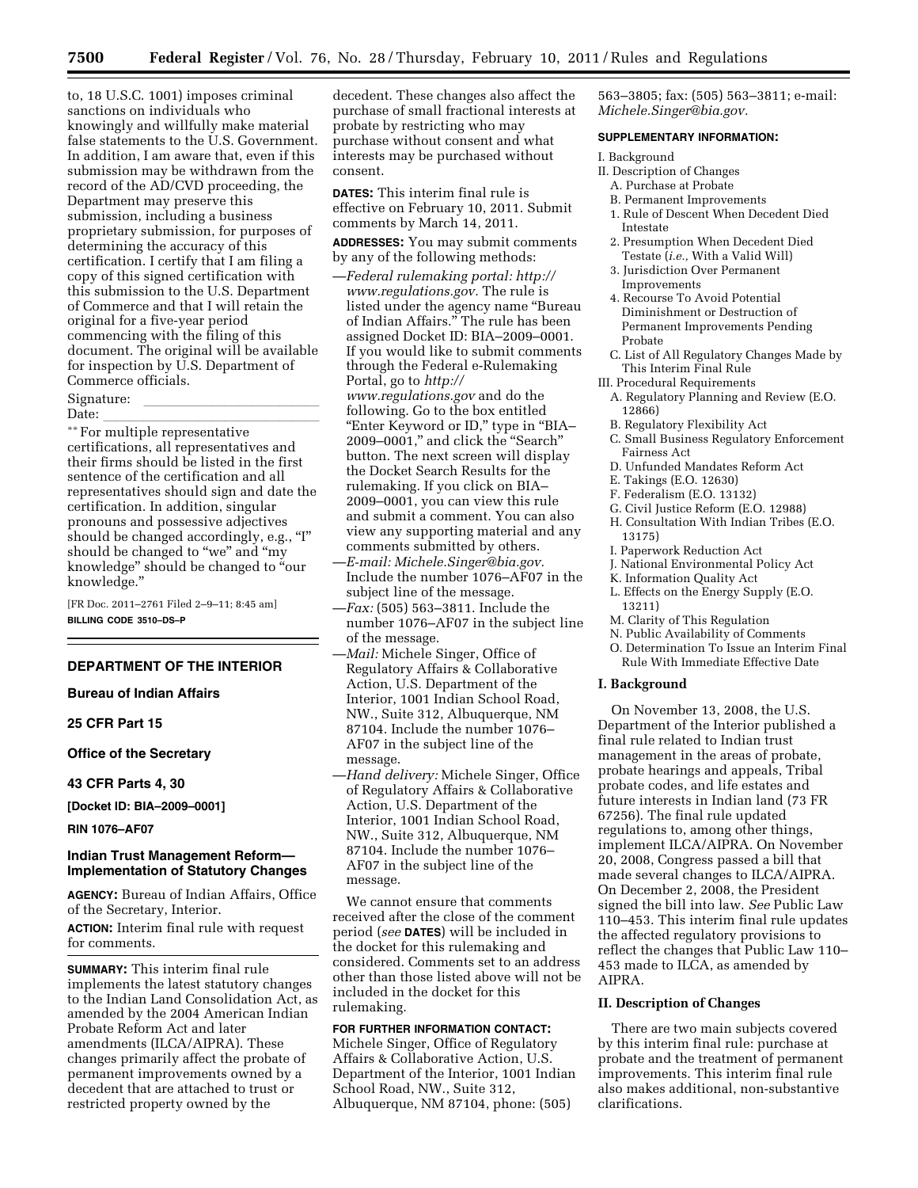to, 18 U.S.C. 1001) imposes criminal sanctions on individuals who knowingly and willfully make material false statements to the U.S. Government. In addition, I am aware that, even if this submission may be withdrawn from the record of the AD/CVD proceeding, the Department may preserve this submission, including a business proprietary submission, for purposes of determining the accuracy of this certification. I certify that I am filing a copy of this signed certification with this submission to the U.S. Department of Commerce and that I will retain the original for a five-year period commencing with the filing of this document. The original will be available for inspection by U.S. Department of Commerce officials.

Signature: ______

Date: ______

** For multiple representative certifications, all representatives and their firms should be listed in the first sentence of the certification and all representatives should sign and date the certification. In addition, singular pronouns and possessive adjectives should be changed accordingly, e.g., "I" should be changed to "we" and "my knowledge" should be changed to "our knowledge."

[FR Doc. 2011–2761 Filed 2–9–11; 8:45 am]

**BILLING CODE 3510–DS–P**

---

## DEPARTMENT OF THE INTERIOR

### Bureau of Indian Affairs

### 25 CFR Part 15

### Office of the Secretary

### 43 CFR Parts 4, 30

**[Docket ID: BIA–2009–0001]**

**RIN 1076–AF07**

## Indian Trust Management Reform—Implementation of Statutory Changes

**AGENCY:** Bureau of Indian Affairs, Office of the Secretary, Interior.

**ACTION:** Interim final rule with request for comments.

**SUMMARY:** This interim final rule implements the latest statutory changes to the Indian Land Consolidation Act, as amended by the 2004 American Indian Probate Reform Act and later amendments (ILCA/AIPRA). These changes primarily affect the probate of permanent improvements owned by a decedent that are attached to trust or restricted property owned by the decedent. These changes also affect the purchase of small fractional interests at probate by restricting who may purchase without consent and what interests may be purchased without consent.

**DATES:** This interim final rule is effective on February 10, 2011. Submit comments by March 14, 2011.

**ADDRESSES:** You may submit comments by any of the following methods:

—*Federal rulemaking portal: http://www.regulations.gov.* The rule is listed under the agency name "Bureau of Indian Affairs." The rule has been assigned Docket ID: BIA–2009–0001. If you would like to submit comments through the Federal e-Rulemaking Portal, go to *http://www.regulations.gov* and do the following. Go to the box entitled "Enter Keyword or ID," type in "BIA–2009–0001," and click the "Search" button. The next screen will display the Docket Search Results for the rulemaking. If you click on BIA–2009–0001, you can view this rule and submit a comment. You can also view any supporting material and any comments submitted by others.

—*E-mail: Michele.Singer@bia.gov.* Include the number 1076–AF07 in the subject line of the message.

—*Fax:* (505) 563–3811. Include the number 1076–AF07 in the subject line of the message.

—*Mail:* Michele Singer, Office of Regulatory Affairs & Collaborative Action, U.S. Department of the Interior, 1001 Indian School Road, NW., Suite 312, Albuquerque, NM 87104. Include the number 1076–AF07 in the subject line of the message.

—*Hand delivery:* Michele Singer, Office of Regulatory Affairs & Collaborative Action, U.S. Department of the Interior, 1001 Indian School Road, NW., Suite 312, Albuquerque, NM 87104. Include the number 1076–AF07 in the subject line of the message.

We cannot ensure that comments received after the close of the comment period (*see* **DATES**) will be included in the docket for this rulemaking and considered. Comments set to an address other than those listed above will not be included in the docket for this rulemaking.

**FOR FURTHER INFORMATION CONTACT:** Michele Singer, Office of Regulatory Affairs & Collaborative Action, U.S. Department of the Interior, 1001 Indian School Road, NW., Suite 312, Albuquerque, NM 87104, phone: (505) 563–3805; fax: (505) 563–3811; e-mail: *Michele.Singer@bia.gov.*

**SUPPLEMENTARY INFORMATION:**

I. Background
II. Description of Changes
  A. Purchase at Probate
  B. Permanent Improvements
  1. Rule of Descent When Decedent Died Intestate
  2. Presumption When Decedent Died Testate (*i.e.,* With a Valid Will)
  3. Jurisdiction Over Permanent Improvements
  4. Recourse To Avoid Potential Diminishment or Destruction of Permanent Improvements Pending Probate
  C. List of All Regulatory Changes Made by This Interim Final Rule
III. Procedural Requirements
  A. Regulatory Planning and Review (E.O. 12866)
  B. Regulatory Flexibility Act
  C. Small Business Regulatory Enforcement Fairness Act
  D. Unfunded Mandates Reform Act
  E. Takings (E.O. 12630)
  F. Federalism (E.O. 13132)
  G. Civil Justice Reform (E.O. 12988)
  H. Consultation With Indian Tribes (E.O. 13175)
  I. Paperwork Reduction Act
  J. National Environmental Policy Act
  K. Information Quality Act
  L. Effects on the Energy Supply (E.O. 13211)
  M. Clarity of This Regulation
  N. Public Availability of Comments
  O. Determination To Issue an Interim Final Rule With Immediate Effective Date

### I. Background

On November 13, 2008, the U.S. Department of the Interior published a final rule related to Indian trust management in the areas of probate, probate hearings and appeals, Tribal probate codes, and life estates and future interests in Indian land (73 FR 67256). The final rule updated regulations to, among other things, implement ILCA/AIPRA. On November 20, 2008, Congress passed a bill that made several changes to ILCA/AIPRA. On December 2, 2008, the President signed the bill into law. *See* Public Law 110–453. This interim final rule updates the affected regulatory provisions to reflect the changes that Public Law 110–453 made to ILCA, as amended by AIPRA.

### II. Description of Changes

There are two main subjects covered by this interim final rule: purchase at probate and the treatment of permanent improvements. This interim final rule also makes additional, non-substantive clarifications.